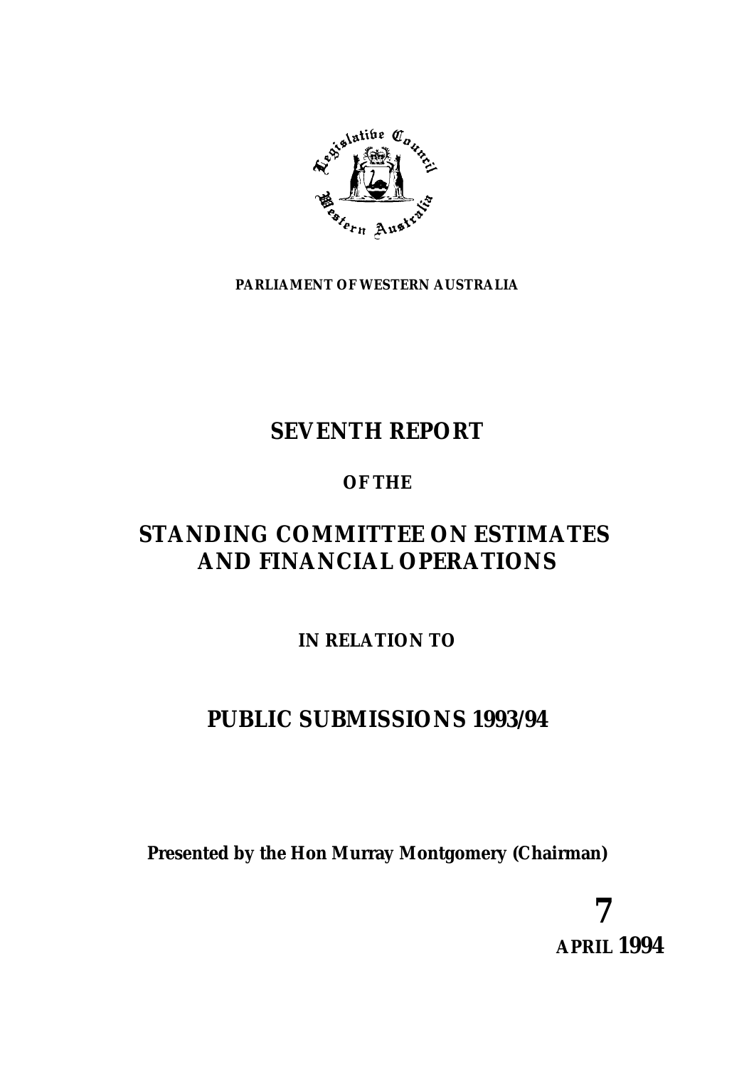**PARLIAMENT OF WESTERN AUSTRALIA**

# SEVENTH REPORT

**OF THE**

# STANDING COMMITTEE ON ESTIMATES AND FINANCIAL OPERATIONS

**IN RELATION TO**

# PUBLIC SUBMISSIONS 1993/94

**Presented by the Hon Murray Montgomery (Chairman)**

**7**
**APRIL 1994**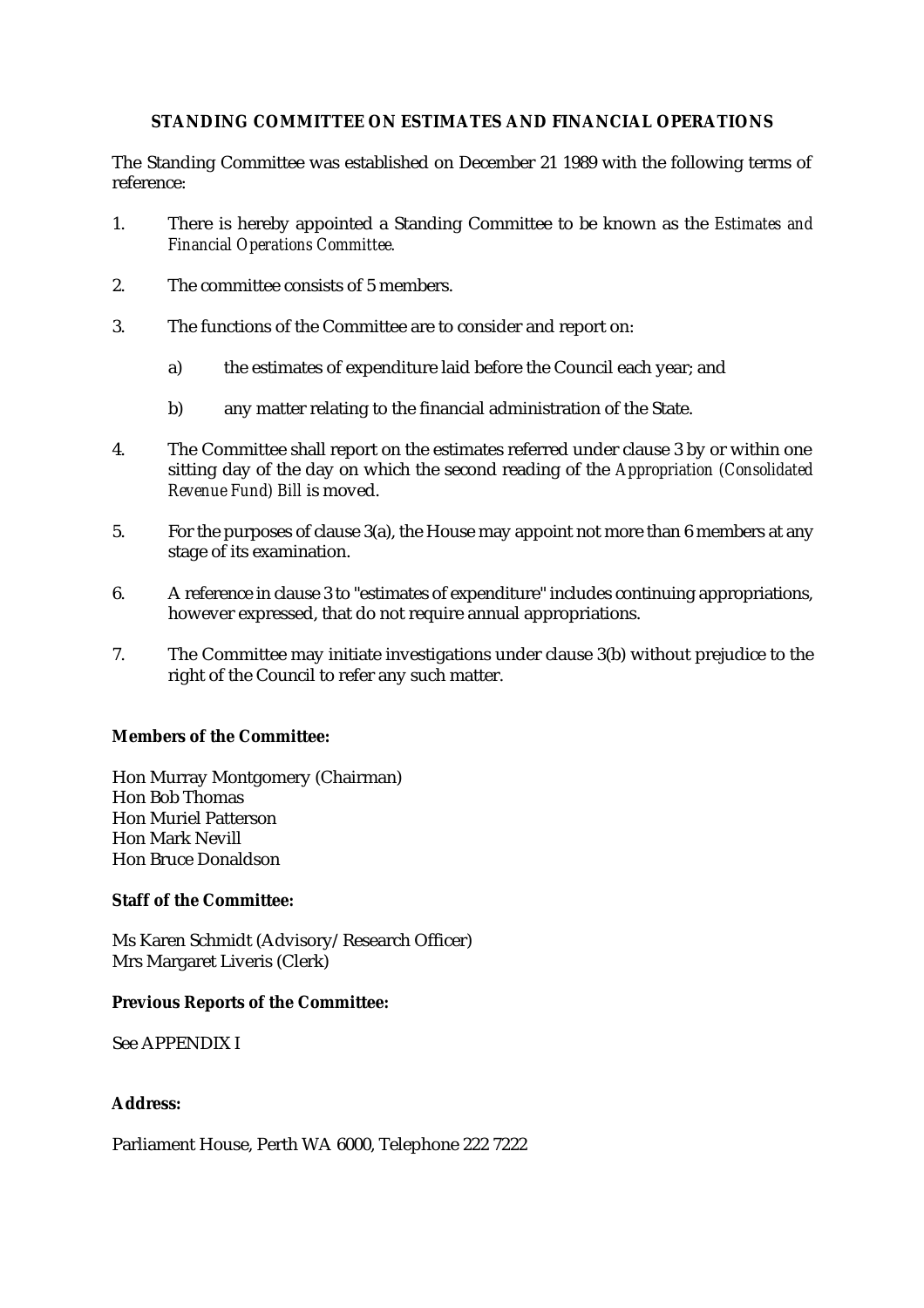## STANDING COMMITTEE ON ESTIMATES AND FINANCIAL OPERATIONS

The Standing Committee was established on December 21 1989 with the following terms of reference:

1. There is hereby appointed a Standing Committee to be known as the *Estimates and Financial Operations Committee*.

2. The committee consists of 5 members.

3. The functions of the Committee are to consider and report on:

   a) the estimates of expenditure laid before the Council each year; and

   b) any matter relating to the financial administration of the State.

4. The Committee shall report on the estimates referred under clause 3 by or within one sitting day of the day on which the second reading of the *Appropriation (Consolidated Revenue Fund) Bill* is moved.

5. For the purposes of clause 3(a), the House may appoint not more than 6 members at any stage of its examination.

6. A reference in clause 3 to "estimates of expenditure" includes continuing appropriations, however expressed, that do not require annual appropriations.

7. The Committee may initiate investigations under clause 3(b) without prejudice to the right of the Council to refer any such matter.

**Members of the Committee:**

Hon Murray Montgomery (Chairman)
Hon Bob Thomas
Hon Muriel Patterson
Hon Mark Nevill
Hon Bruce Donaldson

**Staff of the Committee:**

Ms Karen Schmidt (Advisory/Research Officer)
Mrs Margaret Liveris (Clerk)

**Previous Reports of the Committee:**

See APPENDIX I

**Address:**

Parliament House, Perth WA 6000, Telephone 222 7222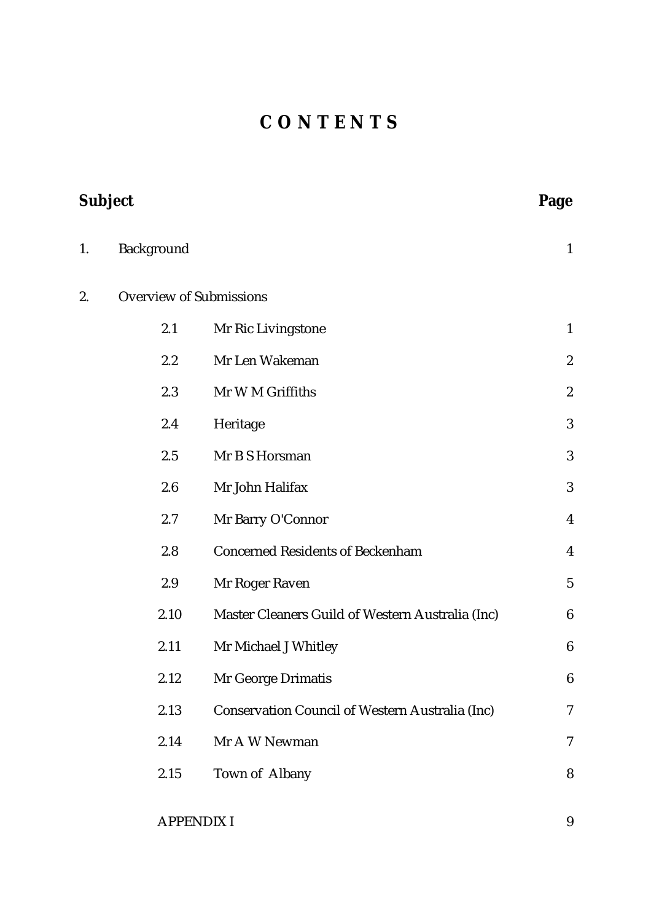# C O N T E N T S

| Subject | | | Page |
|---|---|---|---|
| 1. | Background | | 1 |
| 2. | Overview of Submissions | | |
| | 2.1 | Mr Ric Livingstone | 1 |
| | 2.2 | Mr Len Wakeman | 2 |
| | 2.3 | Mr W M Griffiths | 2 |
| | 2.4 | Heritage | 3 |
| | 2.5 | Mr B S Horsman | 3 |
| | 2.6 | Mr John Halifax | 3 |
| | 2.7 | Mr Barry O'Connor | 4 |
| | 2.8 | Concerned Residents of Beckenham | 4 |
| | 2.9 | Mr Roger Raven | 5 |
| | 2.10 | Master Cleaners Guild of Western Australia (Inc) | 6 |
| | 2.11 | Mr Michael J Whitley | 6 |
| | 2.12 | Mr George Drimatis | 6 |
| | 2.13 | Conservation Council of Western Australia (Inc) | 7 |
| | 2.14 | Mr A W Newman | 7 |
| | 2.15 | Town of Albany | 8 |
| | APPENDIX I | | 9 |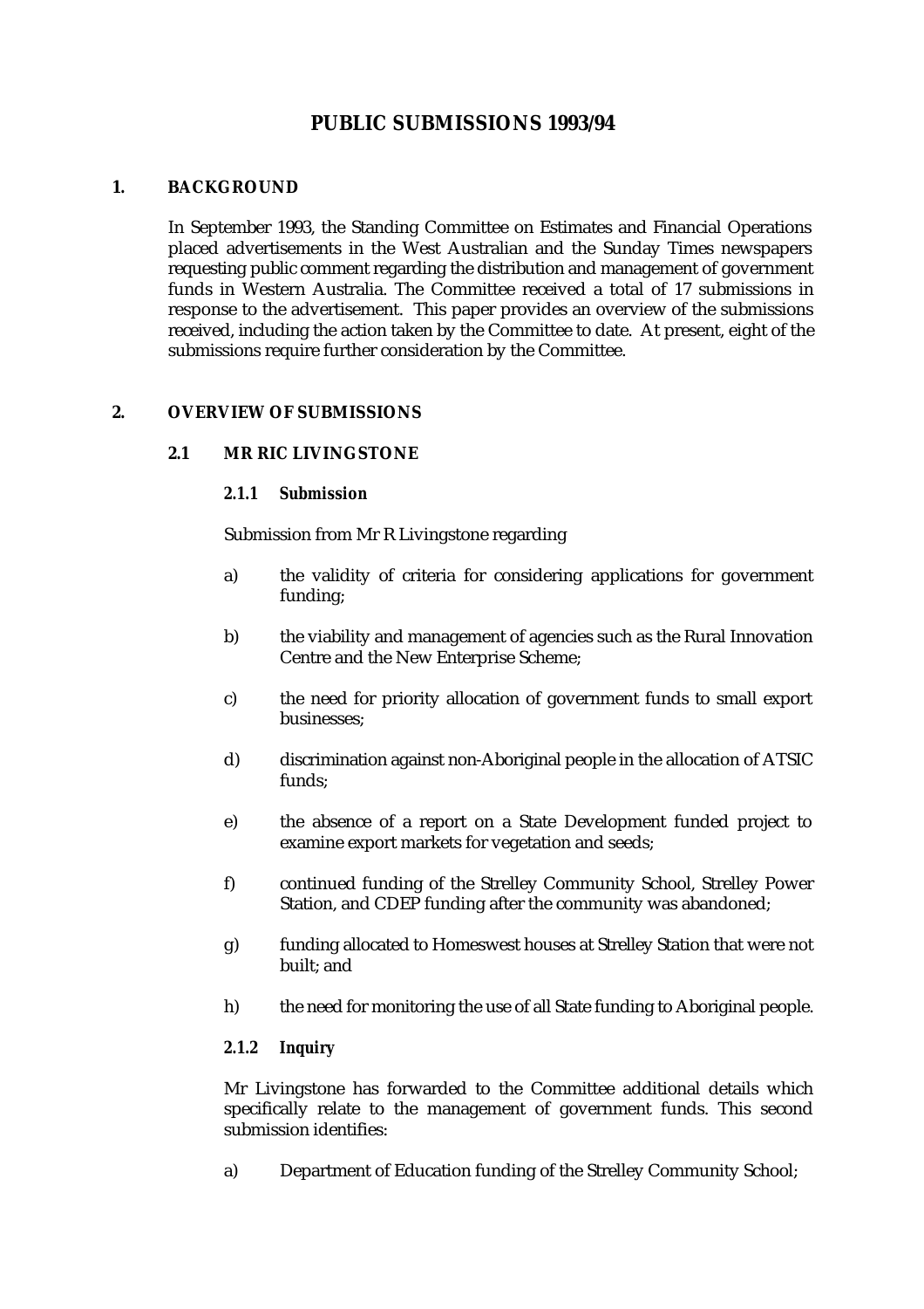# PUBLIC SUBMISSIONS 1993/94

## 1. BACKGROUND

In September 1993, the Standing Committee on Estimates and Financial Operations placed advertisements in the West Australian and the Sunday Times newspapers requesting public comment regarding the distribution and management of government funds in Western Australia. The Committee received a total of 17 submissions in response to the advertisement. This paper provides an overview of the submissions received, including the action taken by the Committee to date. At present, eight of the submissions require further consideration by the Committee.

## 2. OVERVIEW OF SUBMISSIONS

### 2.1 MR RIC LIVINGSTONE

#### 2.1.1 Submission

Submission from Mr R Livingstone regarding

a) the validity of criteria for considering applications for government funding;

b) the viability and management of agencies such as the Rural Innovation Centre and the New Enterprise Scheme;

c) the need for priority allocation of government funds to small export businesses;

d) discrimination against non-Aboriginal people in the allocation of ATSIC funds;

e) the absence of a report on a State Development funded project to examine export markets for vegetation and seeds;

f) continued funding of the Strelley Community School, Strelley Power Station, and CDEP funding after the community was abandoned;

g) funding allocated to Homeswest houses at Strelley Station that were not built; and

h) the need for monitoring the use of all State funding to Aboriginal people.

#### 2.1.2 Inquiry

Mr Livingstone has forwarded to the Committee additional details which specifically relate to the management of government funds. This second submission identifies:

a) Department of Education funding of the Strelley Community School;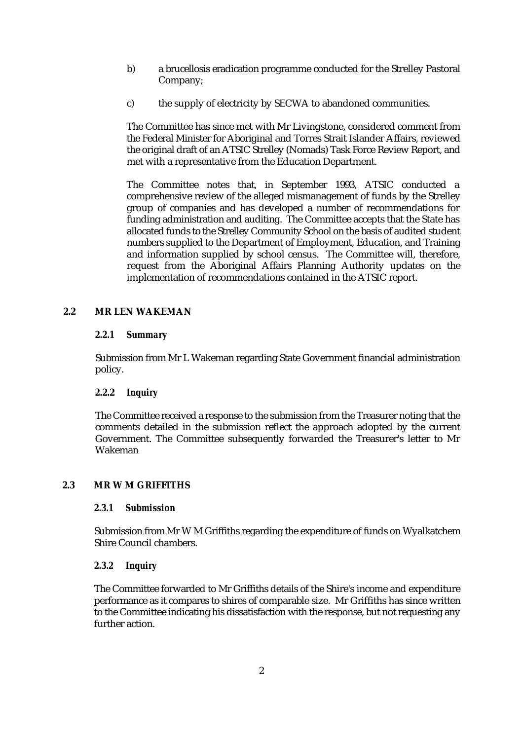b) a brucellosis eradication programme conducted for the Strelley Pastoral Company;

c) the supply of electricity by SECWA to abandoned communities.

The Committee has since met with Mr Livingstone, considered comment from the Federal Minister for Aboriginal and Torres Strait Islander Affairs, reviewed the original draft of an ATSIC Strelley (Nomads) Task Force Review Report, and met with a representative from the Education Department.

The Committee notes that, in September 1993, ATSIC conducted a comprehensive review of the alleged mismanagement of funds by the Strelley group of companies and has developed a number of recommendations for funding administration and auditing. The Committee accepts that the State has allocated funds to the Strelley Community School on the basis of audited student numbers supplied to the Department of Employment, Education, and Training and information supplied by school census. The Committee will, therefore, request from the Aboriginal Affairs Planning Authority updates on the implementation of recommendations contained in the ATSIC report.

## 2.2 MR LEN WAKEMAN

### 2.2.1 Summary

Submission from Mr L Wakeman regarding State Government financial administration policy.

### 2.2.2 Inquiry

The Committee received a response to the submission from the Treasurer noting that the comments detailed in the submission reflect the approach adopted by the current Government. The Committee subsequently forwarded the Treasurer's letter to Mr Wakeman

## 2.3 MR W M GRIFFITHS

### 2.3.1 Submission

Submission from Mr W M Griffiths regarding the expenditure of funds on Wyalkatchem Shire Council chambers.

### 2.3.2 Inquiry

The Committee forwarded to Mr Griffiths details of the Shire's income and expenditure performance as it compares to shires of comparable size. Mr Griffiths has since written to the Committee indicating his dissatisfaction with the response, but not requesting any further action.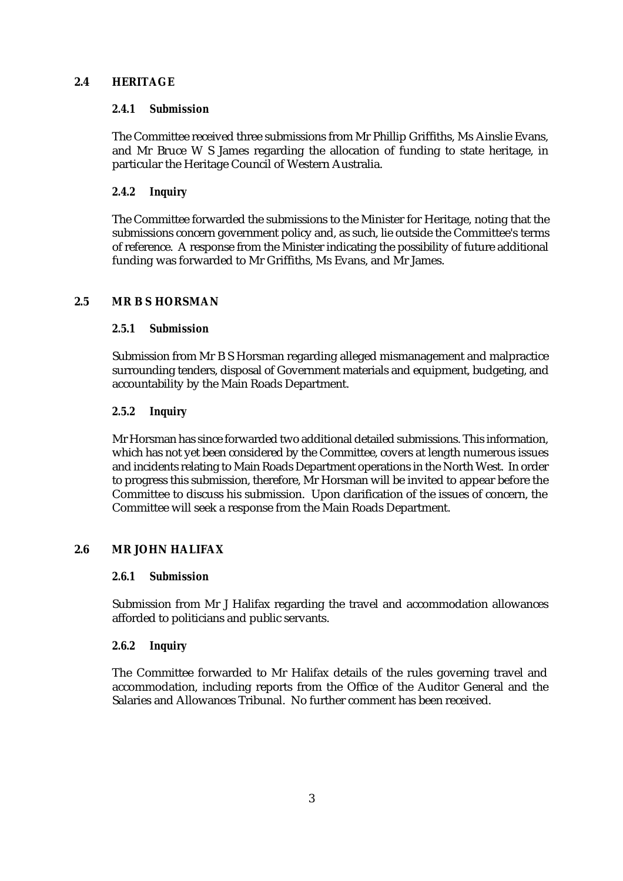## 2.4 HERITAGE

### 2.4.1 Submission

The Committee received three submissions from Mr Phillip Griffiths, Ms Ainslie Evans, and Mr Bruce W S James regarding the allocation of funding to state heritage, in particular the Heritage Council of Western Australia.

### 2.4.2 Inquiry

The Committee forwarded the submissions to the Minister for Heritage, noting that the submissions concern government policy and, as such, lie outside the Committee's terms of reference. A response from the Minister indicating the possibility of future additional funding was forwarded to Mr Griffiths, Ms Evans, and Mr James.

## 2.5 MR B S HORSMAN

### 2.5.1 Submission

Submission from Mr B S Horsman regarding alleged mismanagement and malpractice surrounding tenders, disposal of Government materials and equipment, budgeting, and accountability by the Main Roads Department.

### 2.5.2 Inquiry

Mr Horsman has since forwarded two additional detailed submissions. This information, which has not yet been considered by the Committee, covers at length numerous issues and incidents relating to Main Roads Department operations in the North West. In order to progress this submission, therefore, Mr Horsman will be invited to appear before the Committee to discuss his submission. Upon clarification of the issues of concern, the Committee will seek a response from the Main Roads Department.

## 2.6 MR JOHN HALIFAX

### 2.6.1 Submission

Submission from Mr J Halifax regarding the travel and accommodation allowances afforded to politicians and public servants.

### 2.6.2 Inquiry

The Committee forwarded to Mr Halifax details of the rules governing travel and accommodation, including reports from the Office of the Auditor General and the Salaries and Allowances Tribunal. No further comment has been received.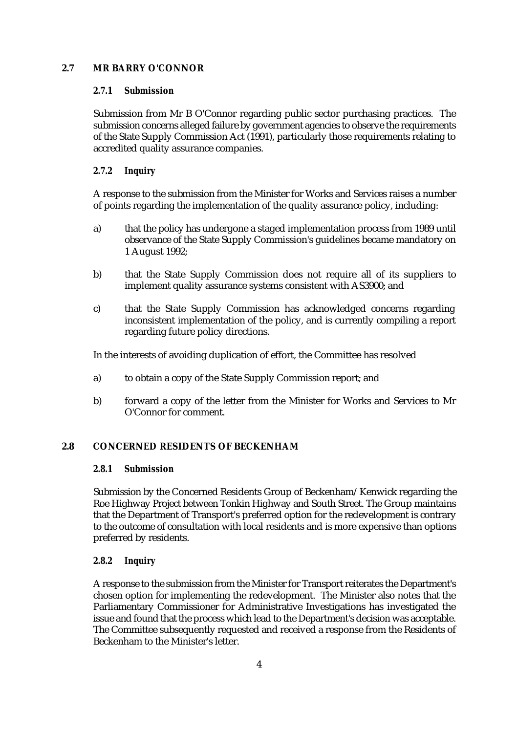## 2.7 MR BARRY O'CONNOR

### 2.7.1 Submission

Submission from Mr B O'Connor regarding public sector purchasing practices. The submission concerns alleged failure by government agencies to observe the requirements of the State Supply Commission Act (1991), particularly those requirements relating to accredited quality assurance companies.

### 2.7.2 Inquiry

A response to the submission from the Minister for Works and Services raises a number of points regarding the implementation of the quality assurance policy, including:

a) that the policy has undergone a staged implementation process from 1989 until observance of the State Supply Commission's guidelines became mandatory on 1 August 1992;

b) that the State Supply Commission does not require all of its suppliers to implement quality assurance systems consistent with AS3900; and

c) that the State Supply Commission has acknowledged concerns regarding inconsistent implementation of the policy, and is currently compiling a report regarding future policy directions.

In the interests of avoiding duplication of effort, the Committee has resolved

a) to obtain a copy of the State Supply Commission report; and

b) forward a copy of the letter from the Minister for Works and Services to Mr O'Connor for comment.

## 2.8 CONCERNED RESIDENTS OF BECKENHAM

### 2.8.1 Submission

Submission by the Concerned Residents Group of Beckenham/Kenwick regarding the Roe Highway Project between Tonkin Highway and South Street. The Group maintains that the Department of Transport's preferred option for the redevelopment is contrary to the outcome of consultation with local residents and is more expensive than options preferred by residents.

### 2.8.2 Inquiry

A response to the submission from the Minister for Transport reiterates the Department's chosen option for implementing the redevelopment. The Minister also notes that the Parliamentary Commissioner for Administrative Investigations has investigated the issue and found that the process which lead to the Department's decision was acceptable. The Committee subsequently requested and received a response from the Residents of Beckenham to the Minister's letter.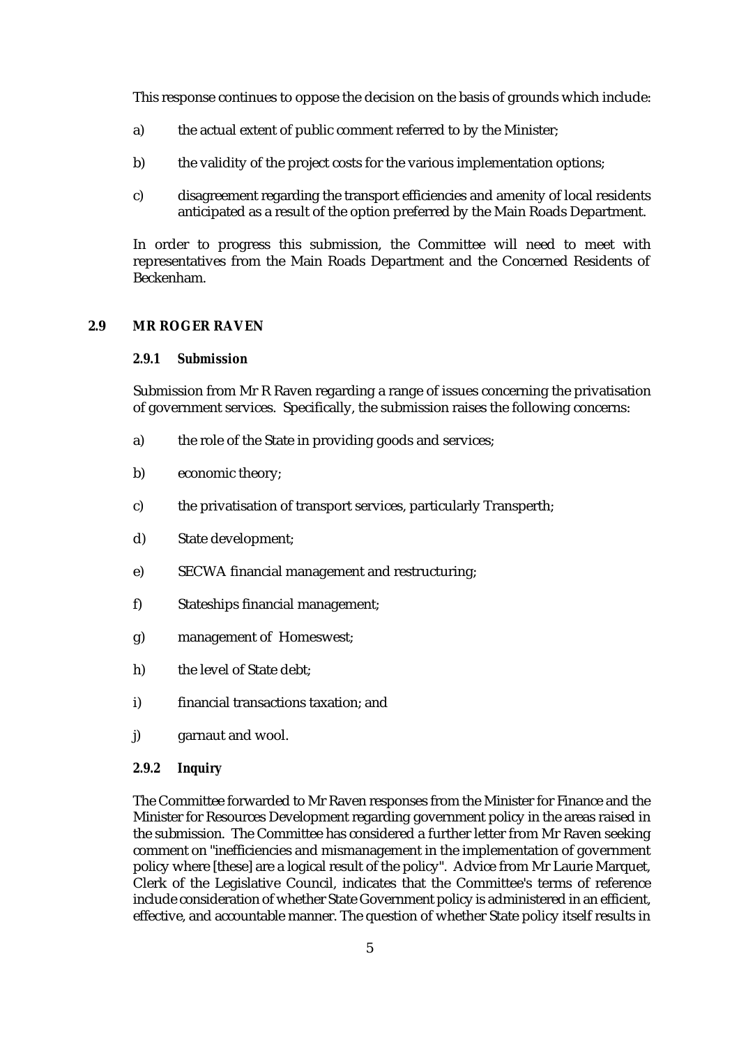This response continues to oppose the decision on the basis of grounds which include:

a) the actual extent of public comment referred to by the Minister;

b) the validity of the project costs for the various implementation options;

c) disagreement regarding the transport efficiencies and amenity of local residents anticipated as a result of the option preferred by the Main Roads Department.

In order to progress this submission, the Committee will need to meet with representatives from the Main Roads Department and the Concerned Residents of Beckenham.

## 2.9 MR ROGER RAVEN

### 2.9.1 Submission

Submission from Mr R Raven regarding a range of issues concerning the privatisation of government services. Specifically, the submission raises the following concerns:

a) the role of the State in providing goods and services;

b) economic theory;

c) the privatisation of transport services, particularly Transperth;

d) State development;

e) SECWA financial management and restructuring;

f) Stateships financial management;

g) management of Homeswest;

h) the level of State debt;

i) financial transactions taxation; and

j) garnaut and wool.

### 2.9.2 Inquiry

The Committee forwarded to Mr Raven responses from the Minister for Finance and the Minister for Resources Development regarding government policy in the areas raised in the submission. The Committee has considered a further letter from Mr Raven seeking comment on "inefficiencies and mismanagement in the implementation of government policy where [these] are a logical result of the policy". Advice from Mr Laurie Marquet, Clerk of the Legislative Council, indicates that the Committee's terms of reference include consideration of whether State Government policy is administered in an efficient, effective, and accountable manner. The question of whether State policy itself results in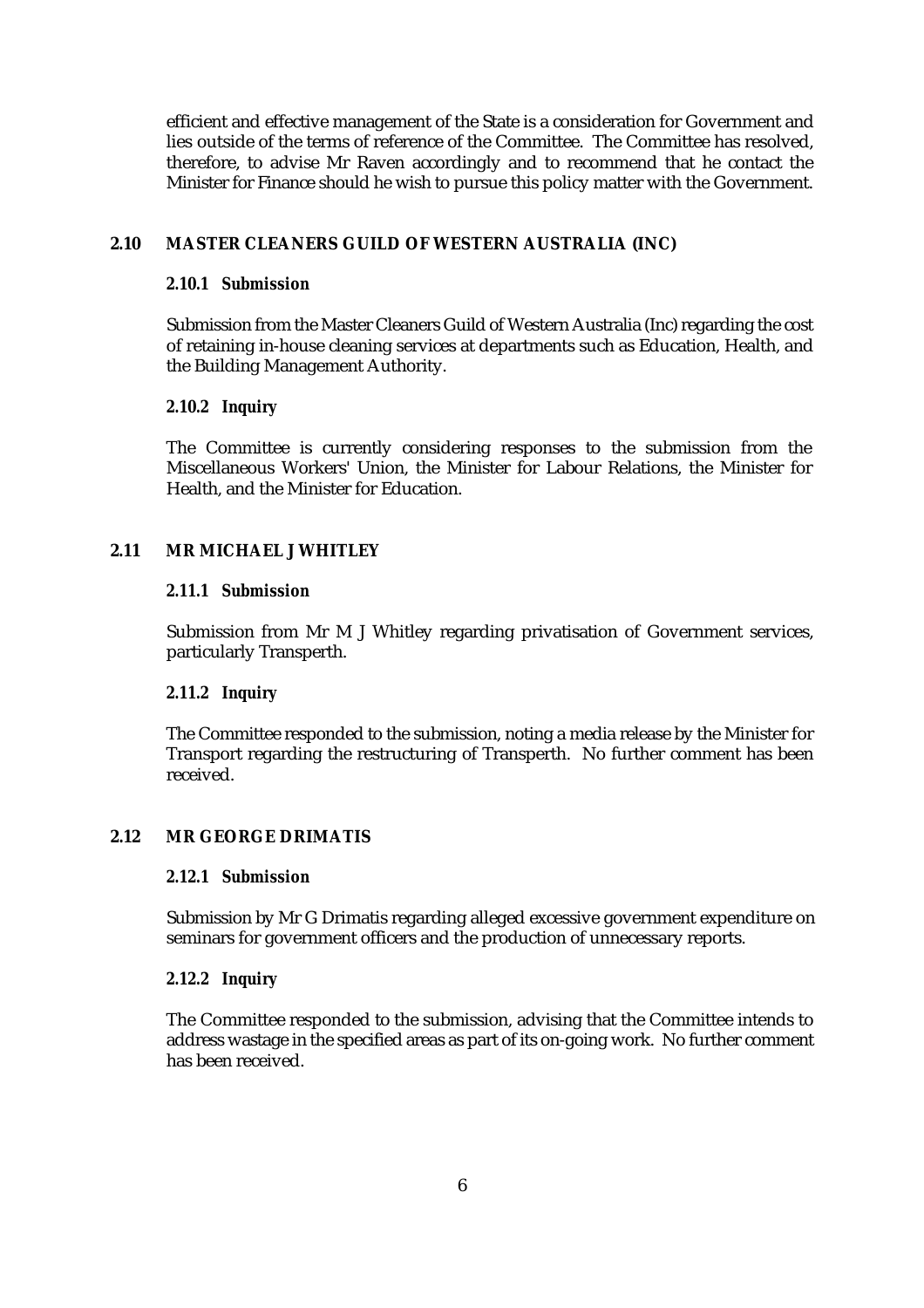efficient and effective management of the State is a consideration for Government and lies outside of the terms of reference of the Committee. The Committee has resolved, therefore, to advise Mr Raven accordingly and to recommend that he contact the Minister for Finance should he wish to pursue this policy matter with the Government.

## 2.10 MASTER CLEANERS GUILD OF WESTERN AUSTRALIA (INC)

### 2.10.1 Submission

Submission from the Master Cleaners Guild of Western Australia (Inc) regarding the cost of retaining in-house cleaning services at departments such as Education, Health, and the Building Management Authority.

### 2.10.2 Inquiry

The Committee is currently considering responses to the submission from the Miscellaneous Workers' Union, the Minister for Labour Relations, the Minister for Health, and the Minister for Education.

## 2.11 MR MICHAEL J WHITLEY

### 2.11.1 Submission

Submission from Mr M J Whitley regarding privatisation of Government services, particularly Transperth.

### 2.11.2 Inquiry

The Committee responded to the submission, noting a media release by the Minister for Transport regarding the restructuring of Transperth. No further comment has been received.

## 2.12 MR GEORGE DRIMATIS

### 2.12.1 Submission

Submission by Mr G Drimatis regarding alleged excessive government expenditure on seminars for government officers and the production of unnecessary reports.

### 2.12.2 Inquiry

The Committee responded to the submission, advising that the Committee intends to address wastage in the specified areas as part of its on-going work. No further comment has been received.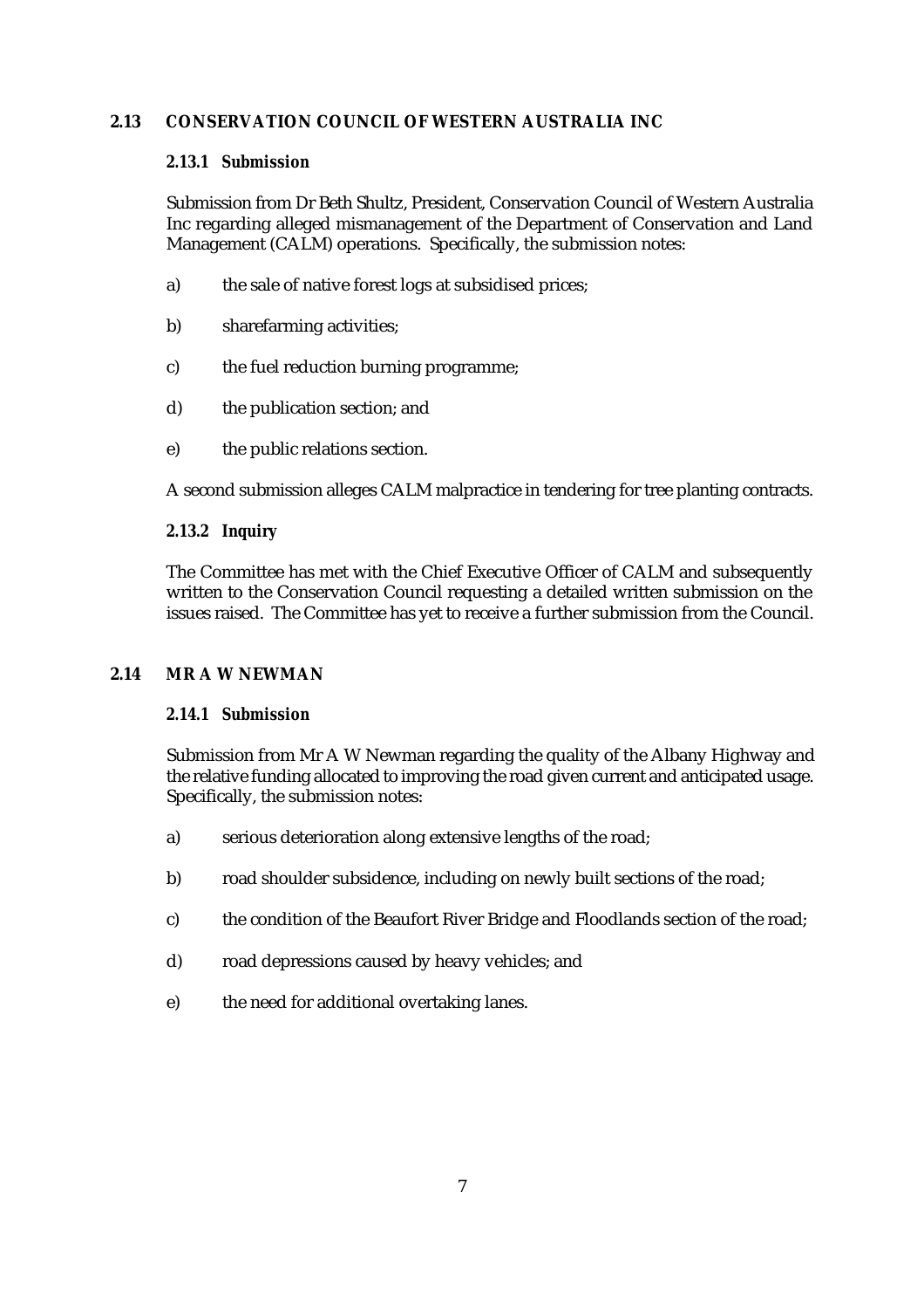## 2.13 CONSERVATION COUNCIL OF WESTERN AUSTRALIA INC

### 2.13.1 Submission

Submission from Dr Beth Shultz, President, Conservation Council of Western Australia Inc regarding alleged mismanagement of the Department of Conservation and Land Management (CALM) operations. Specifically, the submission notes:

a) the sale of native forest logs at subsidised prices;

b) sharefarming activities;

c) the fuel reduction burning programme;

d) the publication section; and

e) the public relations section.

A second submission alleges CALM malpractice in tendering for tree planting contracts.

### 2.13.2 Inquiry

The Committee has met with the Chief Executive Officer of CALM and subsequently written to the Conservation Council requesting a detailed written submission on the issues raised. The Committee has yet to receive a further submission from the Council.

## 2.14 MR A W NEWMAN

### 2.14.1 Submission

Submission from Mr A W Newman regarding the quality of the Albany Highway and the relative funding allocated to improving the road given current and anticipated usage. Specifically, the submission notes:

a) serious deterioration along extensive lengths of the road;

b) road shoulder subsidence, including on newly built sections of the road;

c) the condition of the Beaufort River Bridge and Floodlands section of the road;

d) road depressions caused by heavy vehicles; and

e) the need for additional overtaking lanes.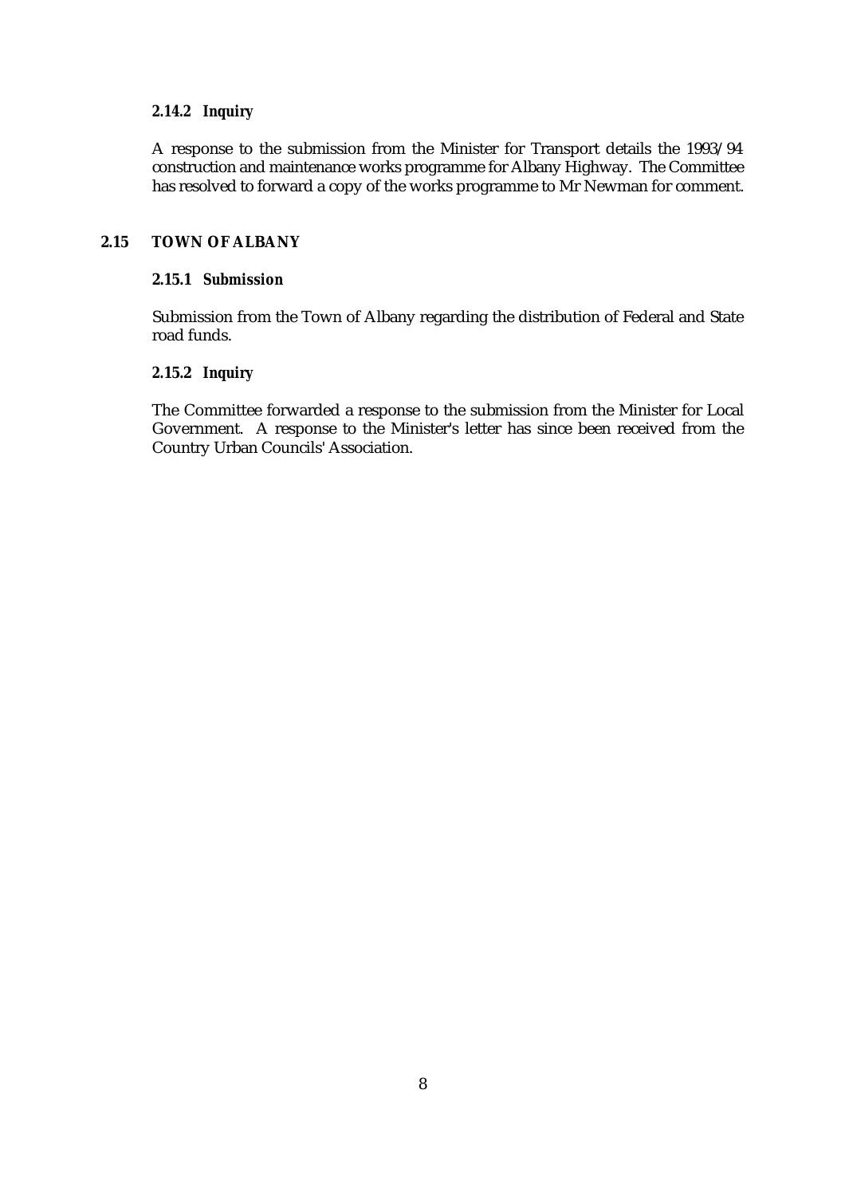#### 2.14.2 Inquiry

A response to the submission from the Minister for Transport details the 1993/94 construction and maintenance works programme for Albany Highway. The Committee has resolved to forward a copy of the works programme to Mr Newman for comment.

### 2.15 TOWN OF ALBANY

#### 2.15.1 Submission

Submission from the Town of Albany regarding the distribution of Federal and State road funds.

#### 2.15.2 Inquiry

The Committee forwarded a response to the submission from the Minister for Local Government. A response to the Minister's letter has since been received from the Country Urban Councils' Association.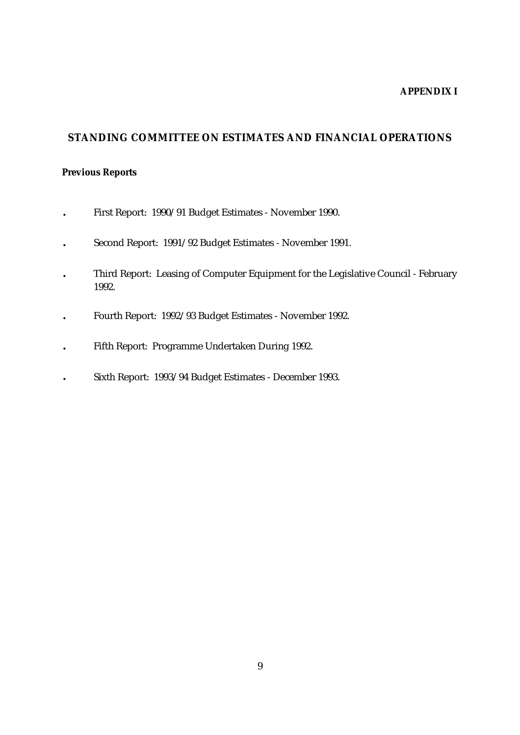**APPENDIX I**

## STANDING COMMITTEE ON ESTIMATES AND FINANCIAL OPERATIONS

**Previous Reports**

- First Report: 1990/91 Budget Estimates - November 1990.
- Second Report: 1991/92 Budget Estimates - November 1991.
- Third Report: Leasing of Computer Equipment for the Legislative Council - February 1992.
- Fourth Report: 1992/93 Budget Estimates - November 1992.
- Fifth Report: Programme Undertaken During 1992.
- Sixth Report: 1993/94 Budget Estimates - December 1993.